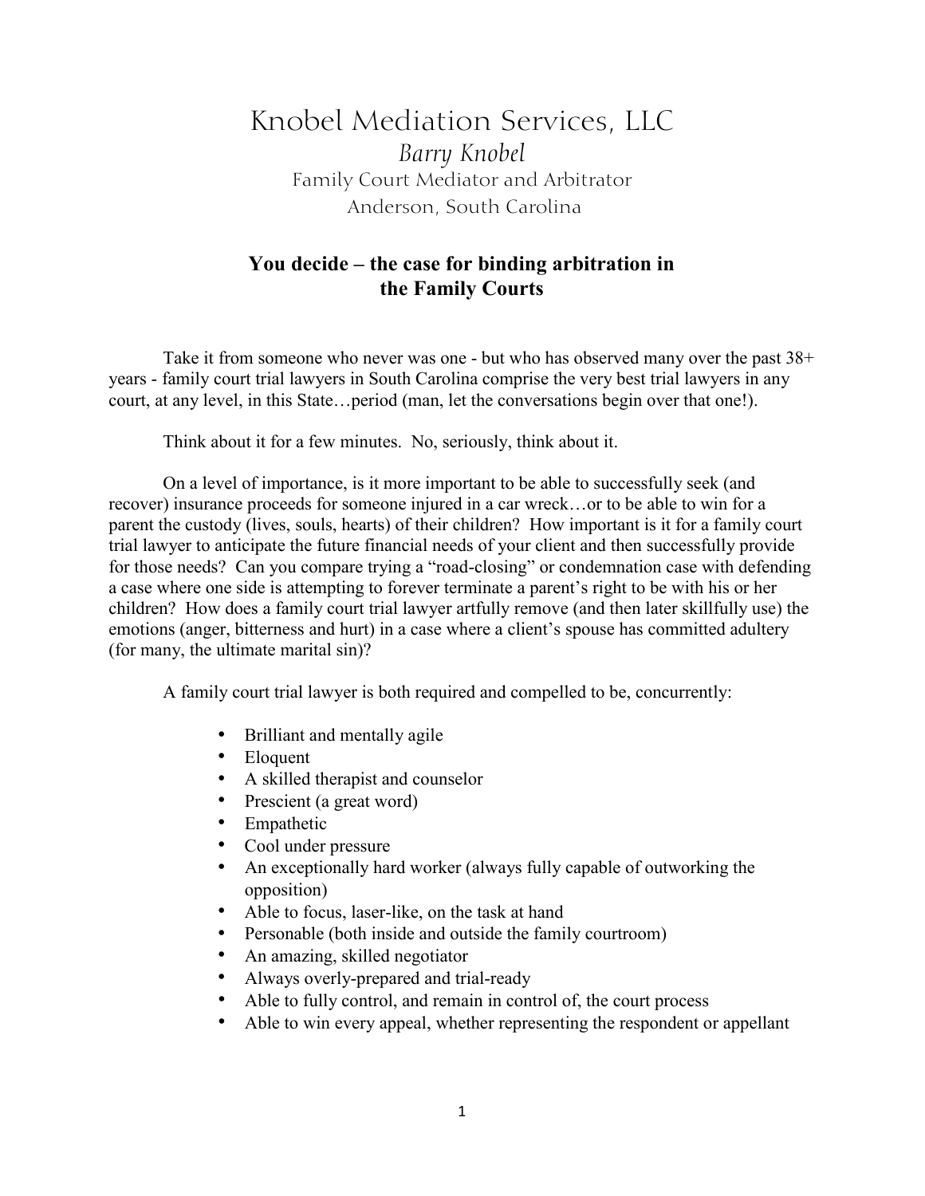# Knobel Mediation Services, LLC

*Barry Knobel*

Family Court Mediator and Arbitrator

Anderson, South Carolina

## You decide – the case for binding arbitration in the Family Courts

Take it from someone who never was one - but who has observed many over the past 38+ years - family court trial lawyers in South Carolina comprise the very best trial lawyers in any court, at any level, in this State…period (man, let the conversations begin over that one!).

Think about it for a few minutes. No, seriously, think about it.

On a level of importance, is it more important to be able to successfully seek (and recover) insurance proceeds for someone injured in a car wreck…or to be able to win for a parent the custody (lives, souls, hearts) of their children? How important is it for a family court trial lawyer to anticipate the future financial needs of your client and then successfully provide for those needs? Can you compare trying a "road-closing" or condemnation case with defending a case where one side is attempting to forever terminate a parent's right to be with his or her children? How does a family court trial lawyer artfully remove (and then later skillfully use) the emotions (anger, bitterness and hurt) in a case where a client's spouse has committed adultery (for many, the ultimate marital sin)?

A family court trial lawyer is both required and compelled to be, concurrently:

- Brilliant and mentally agile
- Eloquent
- A skilled therapist and counselor
- Prescient (a great word)
- Empathetic
- Cool under pressure
- An exceptionally hard worker (always fully capable of outworking the opposition)
- Able to focus, laser-like, on the task at hand
- Personable (both inside and outside the family courtroom)
- An amazing, skilled negotiator
- Always overly-prepared and trial-ready
- Able to fully control, and remain in control of, the court process
- Able to win every appeal, whether representing the respondent or appellant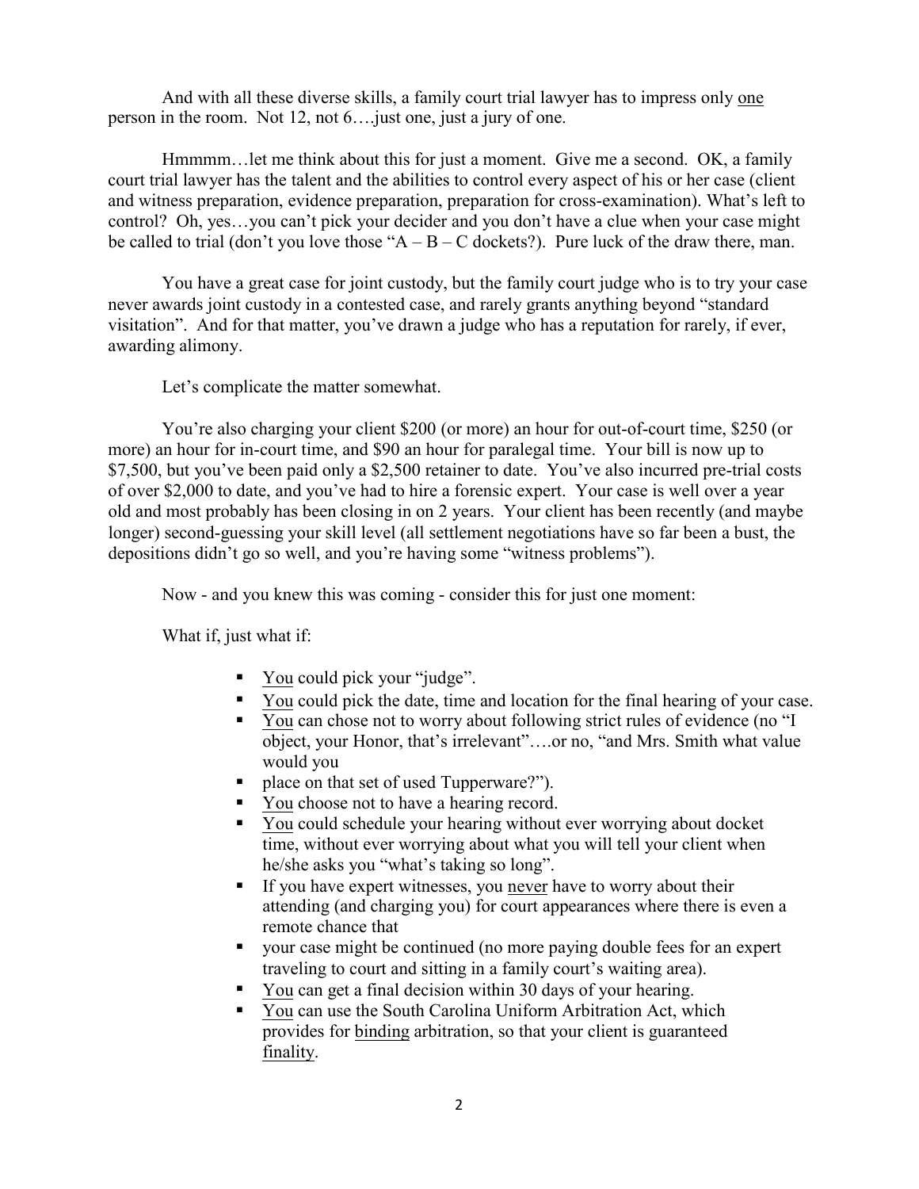And with all these diverse skills, a family court trial lawyer has to impress only <u>one</u> person in the room. Not 12, not 6….just one, just a jury of one.

Hmmmm…let me think about this for just a moment. Give me a second. OK, a family court trial lawyer has the talent and the abilities to control every aspect of his or her case (client and witness preparation, evidence preparation, preparation for cross-examination). What's left to control? Oh, yes…you can't pick your decider and you don't have a clue when your case might be called to trial (don't you love those "A – B – C dockets?). Pure luck of the draw there, man.

You have a great case for joint custody, but the family court judge who is to try your case never awards joint custody in a contested case, and rarely grants anything beyond "standard visitation". And for that matter, you've drawn a judge who has a reputation for rarely, if ever, awarding alimony.

Let's complicate the matter somewhat.

You're also charging your client $200 (or more) an hour for out-of-court time, $250 (or more) an hour for in-court time, and $90 an hour for paralegal time. Your bill is now up to $7,500, but you've been paid only a $2,500 retainer to date. You've also incurred pre-trial costs of over $2,000 to date, and you've had to hire a forensic expert. Your case is well over a year old and most probably has been closing in on 2 years. Your client has been recently (and maybe longer) second-guessing your skill level (all settlement negotiations have so far been a bust, the depositions didn't go so well, and you're having some "witness problems").

Now - and you knew this was coming - consider this for just one moment:

What if, just what if:

- <u>You</u> could pick your "judge".
- <u>You</u> could pick the date, time and location for the final hearing of your case.
- <u>You</u> can chose not to worry about following strict rules of evidence (no "I object, your Honor, that's irrelevant"….or no, "and Mrs. Smith what value would you
- place on that set of used Tupperware?").
- <u>You</u> choose not to have a hearing record.
- <u>You</u> could schedule your hearing without ever worrying about docket time, without ever worrying about what you will tell your client when he/she asks you "what's taking so long".
- If you have expert witnesses, you <u>never</u> have to worry about their attending (and charging you) for court appearances where there is even a remote chance that
- your case might be continued (no more paying double fees for an expert traveling to court and sitting in a family court's waiting area).
- <u>You</u> can get a final decision within 30 days of your hearing.
- <u>You</u> can use the South Carolina Uniform Arbitration Act, which provides for <u>binding</u> arbitration, so that your client is guaranteed <u>finality</u>.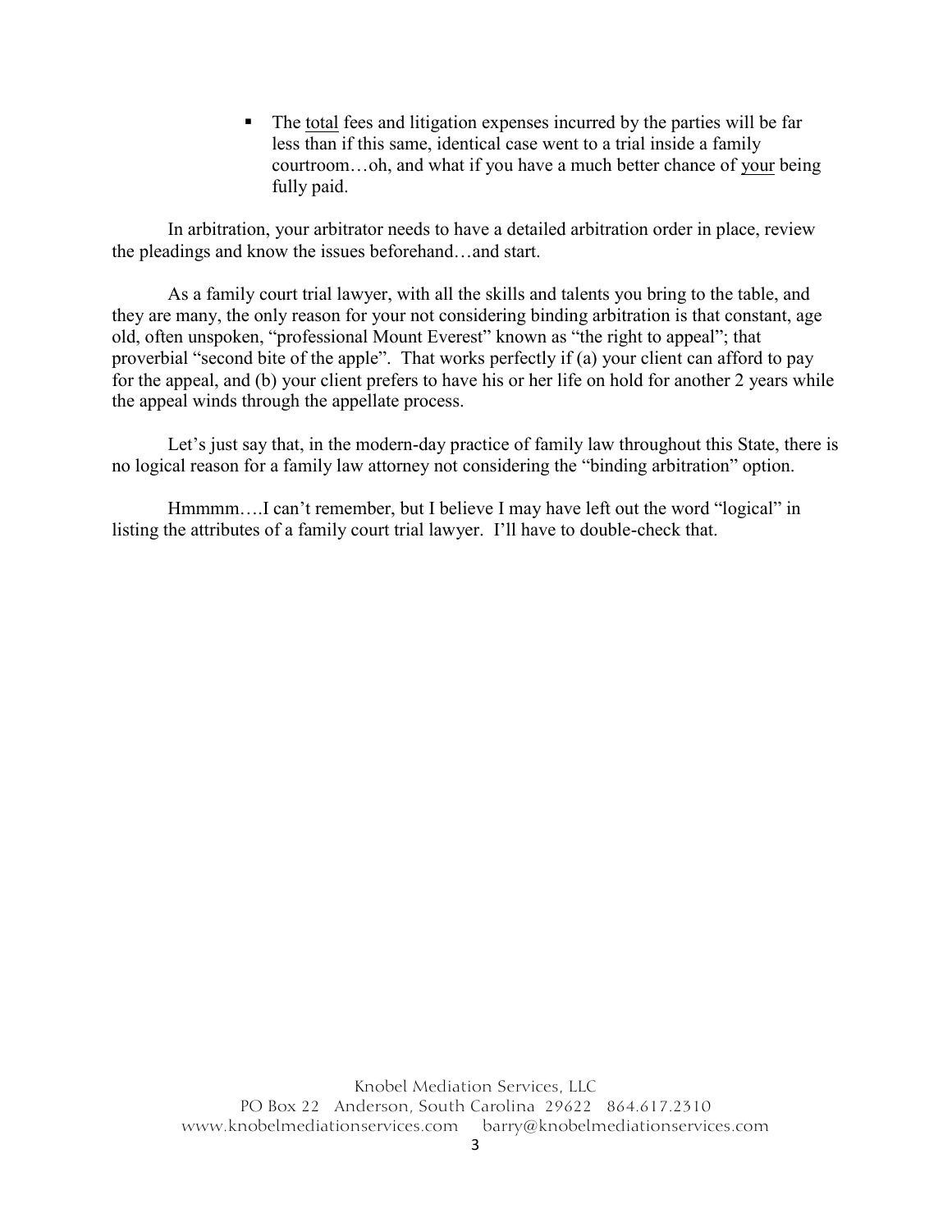- The <u>total</u> fees and litigation expenses incurred by the parties will be far less than if this same, identical case went to a trial inside a family courtroom…oh, and what if you have a much better chance of <u>your</u> being fully paid.

In arbitration, your arbitrator needs to have a detailed arbitration order in place, review the pleadings and know the issues beforehand…and start.

As a family court trial lawyer, with all the skills and talents you bring to the table, and they are many, the only reason for your not considering binding arbitration is that constant, age old, often unspoken, "professional Mount Everest" known as "the right to appeal"; that proverbial "second bite of the apple". That works perfectly if (a) your client can afford to pay for the appeal, and (b) your client prefers to have his or her life on hold for another 2 years while the appeal winds through the appellate process.

Let's just say that, in the modern-day practice of family law throughout this State, there is no logical reason for a family law attorney not considering the "binding arbitration" option.

Hmmmm….I can't remember, but I believe I may have left out the word "logical" in listing the attributes of a family court trial lawyer. I'll have to double-check that.